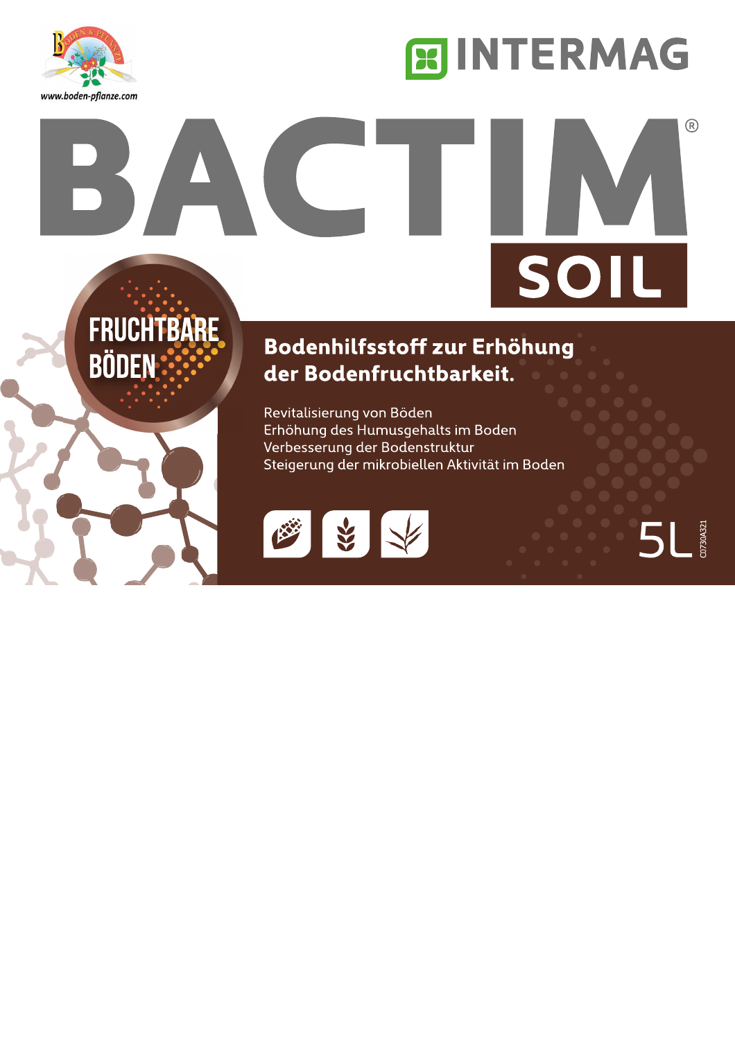www.boden-pflanze.com

INTERMAG

# BACTIM®

## SOIL

FRUCHTBARE BÖDEN

**Bodenhilfsstoff zur Erhöhung der Bodenfruchtbarkeit.**

Revitalisierung von Böden
Erhöhung des Humusgehalts im Boden
Verbesserung der Bodenstruktur
Steigerung der mikrobiellen Aktivität im Boden

5L

C0730A321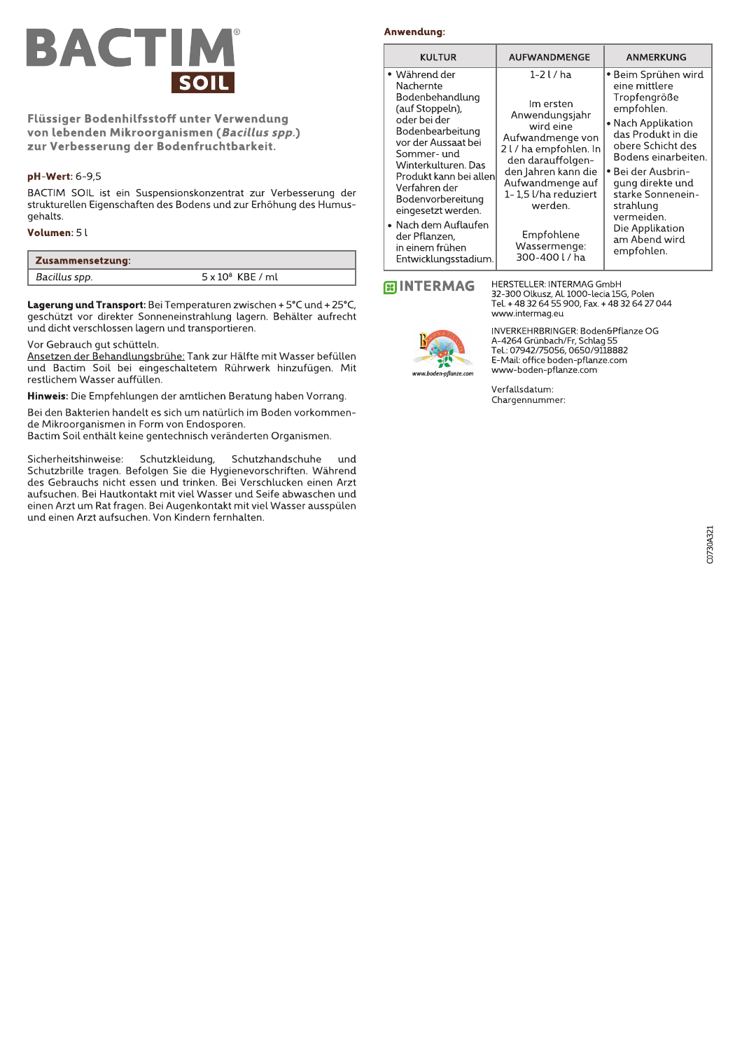# BACTIM® SOIL

**Flüssiger Bodenhilfsstoff unter Verwendung von lebenden Mikroorganismen (*Bacillus spp.*) zur Verbesserung der Bodenfruchtbarkeit.**

**pH-Wert**: 6-9,5

BACTIM SOIL ist ein Suspensionskonzentrat zur Verbesserung der strukturellen Eigenschaften des Bodens und zur Erhöhung des Humusgehalts.

**Volumen**: 5 l

| **Zusammensetzung:** | |
|---|---|
| *Bacillus spp.* | 5 x $10^8$ KBE / ml |

**Lagerung und Transport:** Bei Temperaturen zwischen + 5°C und + 25°C, geschützt vor direkter Sonneneinstrahlung lagern. Behälter aufrecht und dicht verschlossen lagern und transportieren.

Vor Gebrauch gut schütteln.
Ansetzen der Behandlungsbrühe: Tank zur Hälfte mit Wasser befüllen und Bactim Soil bei eingeschaltetem Rührwerk hinzufügen. Mit restlichem Wasser auffüllen.

**Hinweis:** Die Empfehlungen der amtlichen Beratung haben Vorrang.

Bei den Bakterien handelt es sich um natürlich im Boden vorkommende Mikroorganismen in Form von Endosporen.
Bactim Soil enthält keine gentechnisch veränderten Organismen.

Sicherheitshinweise: Schutzkleidung, Schutzhandschuhe und Schutzbrille tragen. Befolgen Sie die Hygienevorschriften. Während des Gebrauchs nicht essen und trinken. Bei Verschlucken einen Arzt aufsuchen. Bei Hautkontakt mit viel Wasser und Seife abwaschen und einen Arzt um Rat fragen. Bei Augenkontakt mit viel Wasser ausspülen und einen Arzt aufsuchen. Von Kindern fernhalten.

**Anwendung:**

| KULTUR | AUFWANDMENGE | ANMERKUNG |
|---|---|---|
| • Während der Nachernte Bodenbehandlung (auf Stoppeln), oder bei der Bodenbearbeitung vor der Aussaat bei Sommer- und Winterkulturen. Das Produkt kann bei allen Verfahren der Bodenvorbereitung eingesetzt werden.<br>• Nach dem Auflaufen der Pflanzen, in einem frühen Entwicklungsstadium. | 1-2 l / ha<br><br>Im ersten Anwendungsjahr wird eine Aufwandmenge von 2 l / ha empfohlen. In den darauffolgenden Jahren kann die Aufwandmenge auf 1- 1,5 l/ha reduziert werden.<br><br>Empfohlene Wassermenge: 300-400 l / ha | • Beim Sprühen wird eine mittlere Tropfengröße empfohlen.<br>• Nach Applikation das Produkt in die obere Schicht des Bodens einarbeiten.<br>• Bei der Ausbringung direkte und starke Sonneneinstrahlung vermeiden. Die Applikation am Abend wird empfohlen. |

INTERMAG

HERSTELLER: INTERMAG GmbH
32-300 Olkusz, Al. 1000-lecia 15G, Polen
Tel. + 48 32 64 55 900, Fax. + 48 32 64 27 044
www.intermag.eu

www.boden-pflanze.com

INVERKEHRBRINGER: Boden&Pflanze OG
A-4264 Grünbach/Fr, Schlag 55
Tel.: 07942/75056, 0650/9118882
E-Mail: office boden-pflanze.com
www-boden-pflanze.com

Verfallsdatum:
Chargennummer:

C0730A321